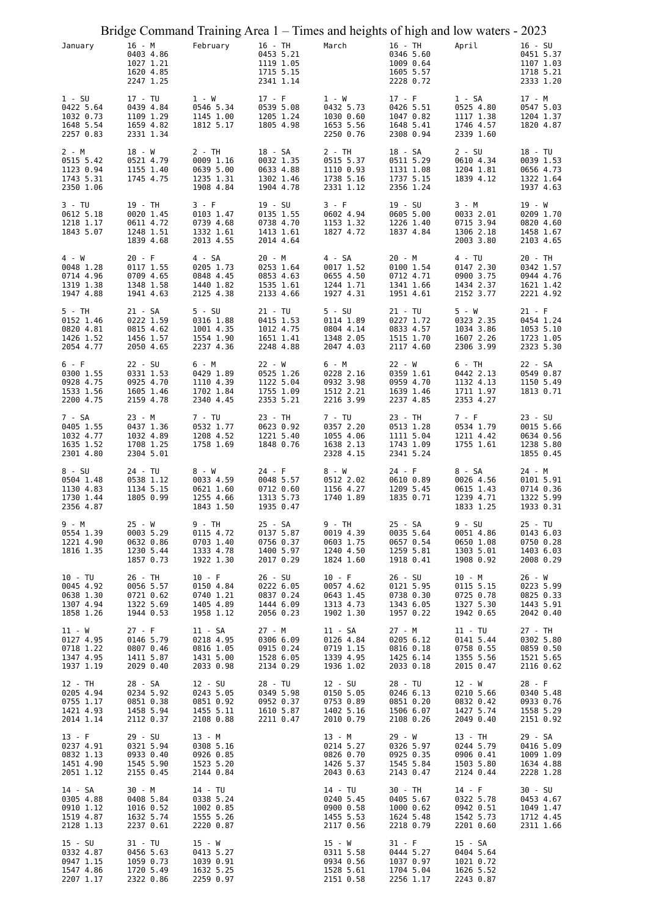# Bridge Command Training Area 1 – Times and heights of high and low waters - 2023

## January

| Day | Times and heights | | | |
|---|---|---|---|---|
| 1 - SU | 0422 5.64 | 1032 0.73 | 1648 5.54 | 2257 0.83 |
| 2 - M | 0515 5.42 | 1123 0.94 | 1743 5.31 | 2350 1.06 |
| 3 - TU | 0612 5.18 | 1218 1.17 | 1843 5.07 | |
| 4 - W | 0048 1.28 | 0714 4.96 | 1319 1.38 | 1947 4.88 |
| 5 - TH | 0152 1.46 | 0820 4.81 | 1426 1.52 | 2054 4.77 |
| 6 - F | 0300 1.55 | 0928 4.75 | 1533 1.56 | 2200 4.75 |
| 7 - SA | 0405 1.55 | 1032 4.77 | 1635 1.52 | 2301 4.80 |
| 8 - SU | 0504 1.48 | 1130 4.83 | 1730 1.44 | 2356 4.87 |
| 9 - M | 0554 1.39 | 1221 4.90 | 1816 1.35 | |
| 10 - TU | 0045 4.92 | 0638 1.30 | 1307 4.94 | 1858 1.26 |
| 11 - W | 0127 4.95 | 0718 1.22 | 1347 4.95 | 1937 1.19 |
| 12 - TH | 0205 4.94 | 0755 1.17 | 1421 4.93 | 2014 1.14 |
| 13 - F | 0237 4.91 | 0832 1.13 | 1451 4.90 | 2051 1.12 |
| 14 - SA | 0305 4.88 | 0910 1.12 | 1519 4.87 | 2128 1.13 |
| 15 - SU | 0332 4.87 | 0947 1.15 | 1547 4.86 | 2207 1.17 |
| 16 - M | 0403 4.86 | 1027 1.21 | 1620 4.85 | 2247 1.25 |
| 17 - TU | 0439 4.84 | 1109 1.29 | 1659 4.82 | 2331 1.34 |
| 18 - W | 0521 4.79 | 1155 1.40 | 1745 4.75 | |
| 19 - TH | 0020 1.45 | 0611 4.72 | 1248 1.51 | 1839 4.68 |
| 20 - F | 0117 1.55 | 0709 4.65 | 1348 1.58 | 1941 4.63 |
| 21 - SA | 0222 1.59 | 0815 4.62 | 1456 1.57 | 2050 4.65 |
| 22 - SU | 0331 1.53 | 0925 4.70 | 1605 1.46 | 2159 4.78 |
| 23 - M | 0437 1.36 | 1032 4.89 | 1708 1.25 | 2304 5.01 |
| 24 - TU | 0538 1.12 | 1134 5.15 | 1805 0.99 | |
| 25 - W | 0003 5.29 | 0632 0.86 | 1230 5.44 | 1857 0.73 |
| 26 - TH | 0056 5.57 | 0721 0.62 | 1322 5.69 | 1944 0.53 |
| 27 - F | 0146 5.79 | 0807 0.46 | 1411 5.87 | 2029 0.40 |
| 28 - SA | 0234 5.92 | 0851 0.38 | 1458 5.94 | 2112 0.37 |
| 29 - SU | 0321 5.94 | 0933 0.40 | 1545 5.90 | 2155 0.45 |
| 30 - M | 0408 5.84 | 1016 0.52 | 1632 5.74 | 2237 0.61 |
| 31 - TU | 0456 5.63 | 1059 0.73 | 1720 5.49 | 2322 0.86 |

## February

| Day | Times and heights | | | |
|---|---|---|---|---|
| 1 - W | 0546 5.34 | 1145 1.00 | 1812 5.17 | |
| 2 - TH | 0009 1.16 | 0639 5.00 | 1235 1.31 | 1908 4.84 |
| 3 - F | 0103 1.47 | 0739 4.68 | 1332 1.61 | 2013 4.55 |
| 4 - SA | 0205 1.73 | 0848 4.45 | 1440 1.82 | 2125 4.38 |
| 5 - SU | 0316 1.88 | 1001 4.35 | 1554 1.90 | 2237 4.36 |
| 6 - M | 0429 1.89 | 1110 4.39 | 1702 1.84 | 2340 4.45 |
| 7 - TU | 0532 1.77 | 1208 4.52 | 1758 1.69 | |
| 8 - W | 0033 4.59 | 0621 1.60 | 1255 4.66 | 1843 1.50 |
| 9 - TH | 0115 4.72 | 0703 1.40 | 1333 4.78 | 1922 1.30 |
| 10 - F | 0150 4.84 | 0740 1.21 | 1405 4.89 | 1958 1.12 |
| 11 - SA | 0218 4.95 | 0816 1.05 | 1431 5.00 | 2033 0.98 |
| 12 - SU | 0243 5.05 | 0851 0.92 | 1455 5.11 | 2108 0.88 |
| 13 - M | 0308 5.16 | 0926 0.85 | 1523 5.20 | 2144 0.84 |
| 14 - TU | 0338 5.24 | 1002 0.85 | 1555 5.26 | 2220 0.87 |
| 15 - W | 0413 5.27 | 1039 0.91 | 1632 5.25 | 2259 0.97 |
| 16 - TH | 0453 5.21 | 1119 1.05 | 1715 5.15 | 2341 1.14 |
| 17 - F | 0539 5.08 | 1205 1.24 | 1805 4.98 | |
| 18 - SA | 0032 1.35 | 0633 4.88 | 1302 1.46 | 1904 4.78 |
| 19 - SU | 0135 1.55 | 0738 4.70 | 1413 1.61 | 2014 4.64 |
| 20 - M | 0253 1.64 | 0853 4.63 | 1535 1.61 | 2133 4.66 |
| 21 - TU | 0415 1.53 | 1012 4.75 | 1651 1.41 | 2248 4.88 |
| 22 - W | 0525 1.26 | 1122 5.04 | 1755 1.09 | 2353 5.21 |
| 23 - TH | 0623 0.92 | 1221 5.40 | 1848 0.76 | |
| 24 - F | 0048 5.57 | 0712 0.60 | 1313 5.73 | 1935 0.47 |
| 25 - SA | 0137 5.87 | 0756 0.37 | 1400 5.97 | 2017 0.29 |
| 26 - SU | 0222 6.05 | 0837 0.24 | 1444 6.09 | 2056 0.23 |
| 27 - M | 0306 6.09 | 0915 0.24 | 1528 6.05 | 2134 0.29 |
| 28 - TU | 0349 5.98 | 0952 0.37 | 1610 5.87 | 2211 0.47 |

## March

| Day | Times and heights | | | |
|---|---|---|---|---|
| 1 - W | 0432 5.73 | 1030 0.60 | 1653 5.56 | 2250 0.76 |
| 2 - TH | 0515 5.37 | 1110 0.93 | 1738 5.16 | 2331 1.12 |
| 3 - F | 0602 4.94 | 1153 1.32 | 1827 4.72 | |
| 4 - SA | 0017 1.52 | 0655 4.50 | 1244 1.71 | 1927 4.31 |
| 5 - SU | 0114 1.89 | 0804 4.14 | 1348 2.05 | 2047 4.03 |
| 6 - M | 0228 2.16 | 0932 3.98 | 1512 2.21 | 2216 3.99 |
| 7 - TU | 0357 2.20 | 1055 4.06 | 1638 2.13 | 2328 4.15 |
| 8 - W | 0512 2.02 | 1156 4.27 | 1740 1.89 | |
| 9 - TH | 0019 4.39 | 0603 1.75 | 1240 4.50 | 1824 1.60 |
| 10 - F | 0057 4.62 | 0643 1.45 | 1313 4.73 | 1902 1.30 |
| 11 - SA | 0126 4.84 | 0719 1.15 | 1339 4.95 | 1936 1.02 |
| 12 - SU | 0150 5.05 | 0753 0.89 | 1402 5.16 | 2010 0.79 |
| 13 - M | 0214 5.27 | 0826 0.70 | 1426 5.37 | 2043 0.63 |
| 14 - TU | 0240 5.45 | 0900 0.58 | 1455 5.53 | 2117 0.56 |
| 15 - W | 0311 5.58 | 0934 0.56 | 1528 5.61 | 2151 0.58 |
| 16 - TH | 0346 5.60 | 1009 0.64 | 1605 5.57 | 2228 0.72 |
| 17 - F | 0426 5.51 | 1047 0.82 | 1648 5.41 | 2308 0.94 |
| 18 - SA | 0511 5.29 | 1131 1.08 | 1737 5.15 | 2356 1.24 |
| 19 - SU | 0605 5.00 | 1226 1.40 | 1837 4.84 | |
| 20 - M | 0100 1.54 | 0712 4.71 | 1341 1.66 | 1951 4.61 |
| 21 - TU | 0227 1.72 | 0833 4.57 | 1515 1.70 | 2117 4.60 |
| 22 - W | 0359 1.61 | 0959 4.70 | 1639 1.46 | 2237 4.85 |
| 23 - TH | 0513 1.28 | 1111 5.04 | 1743 1.09 | 2341 5.24 |
| 24 - F | 0610 0.89 | 1209 5.45 | 1835 0.71 | |
| 25 - SA | 0035 5.64 | 0657 0.54 | 1259 5.81 | 1918 0.41 |
| 26 - SU | 0121 5.95 | 0738 0.30 | 1343 6.05 | 1957 0.22 |
| 27 - M | 0205 6.12 | 0816 0.18 | 1425 6.14 | 2033 0.18 |
| 28 - TU | 0246 6.13 | 0851 0.20 | 1506 6.07 | 2108 0.26 |
| 29 - W | 0326 5.97 | 0925 0.35 | 1545 5.84 | 2143 0.47 |
| 30 - TH | 0405 5.67 | 1000 0.62 | 1624 5.48 | 2218 0.79 |
| 31 - F | 0444 5.27 | 1037 0.97 | 1704 5.04 | 2256 1.17 |

## April

| Day | Times and heights | | | |
|---|---|---|---|---|
| 1 - SA | 0525 4.80 | 1117 1.38 | 1746 4.57 | 2339 1.60 |
| 2 - SU | 0610 4.34 | 1204 1.81 | 1839 4.12 | |
| 3 - M | 0033 2.01 | 0715 3.94 | 1306 2.18 | 2003 3.80 |
| 4 - TU | 0147 2.30 | 0900 3.75 | 1434 2.37 | 2152 3.77 |
| 5 - W | 0323 2.35 | 1034 3.86 | 1607 2.26 | 2306 3.99 |
| 6 - TH | 0442 2.13 | 1132 4.13 | 1711 1.97 | 2353 4.27 |
| 7 - F | 0534 1.79 | 1211 4.42 | 1755 1.61 | |
| 8 - SA | 0026 4.56 | 0615 1.43 | 1239 4.71 | 1833 1.25 |
| 9 - SU | 0051 4.86 | 0650 1.08 | 1303 5.01 | 1908 0.92 |
| 10 - M | 0115 5.15 | 0725 0.78 | 1327 5.30 | 1942 0.65 |
| 11 - TU | 0141 5.44 | 0758 0.55 | 1355 5.56 | 2015 0.47 |
| 12 - W | 0210 5.66 | 0832 0.42 | 1427 5.74 | 2049 0.40 |
| 13 - TH | 0244 5.79 | 0906 0.41 | 1503 5.80 | 2124 0.44 |
| 14 - F | 0322 5.78 | 0942 0.51 | 1542 5.73 | 2201 0.60 |
| 15 - SA | 0404 5.64 | 1021 0.72 | 1626 5.52 | 2243 0.87 |
| 16 - SU | 0451 5.37 | 1107 1.03 | 1718 5.21 | 2333 1.20 |
| 17 - M | 0547 5.03 | 1204 1.37 | 1820 4.87 | |
| 18 - TU | 0039 1.53 | 0656 4.73 | 1322 1.64 | 1937 4.63 |
| 19 - W | 0209 1.70 | 0820 4.60 | 1458 1.67 | 2103 4.65 |
| 20 - TH | 0342 1.57 | 0944 4.76 | 1621 1.42 | 2221 4.92 |
| 21 - F | 0454 1.24 | 1053 5.10 | 1723 1.05 | 2323 5.30 |
| 22 - SA | 0549 0.87 | 1150 5.49 | 1813 0.71 | |
| 23 - SU | 0015 5.66 | 0634 0.56 | 1238 5.80 | 1855 0.45 |
| 24 - M | 0101 5.91 | 0714 0.36 | 1322 5.99 | 1933 0.31 |
| 25 - TU | 0143 6.03 | 0750 0.28 | 1403 6.03 | 2008 0.29 |
| 26 - W | 0223 5.99 | 0825 0.33 | 1443 5.91 | 2042 0.40 |
| 27 - TH | 0302 5.80 | 0859 0.50 | 1521 5.65 | 2116 0.62 |
| 28 - F | 0340 5.48 | 0933 0.76 | 1558 5.29 | 2151 0.92 |
| 29 - SA | 0416 5.09 | 1009 1.09 | 1634 4.88 | 2228 1.28 |
| 30 - SU | 0453 4.67 | 1049 1.47 | 1712 4.45 | 2311 1.66 |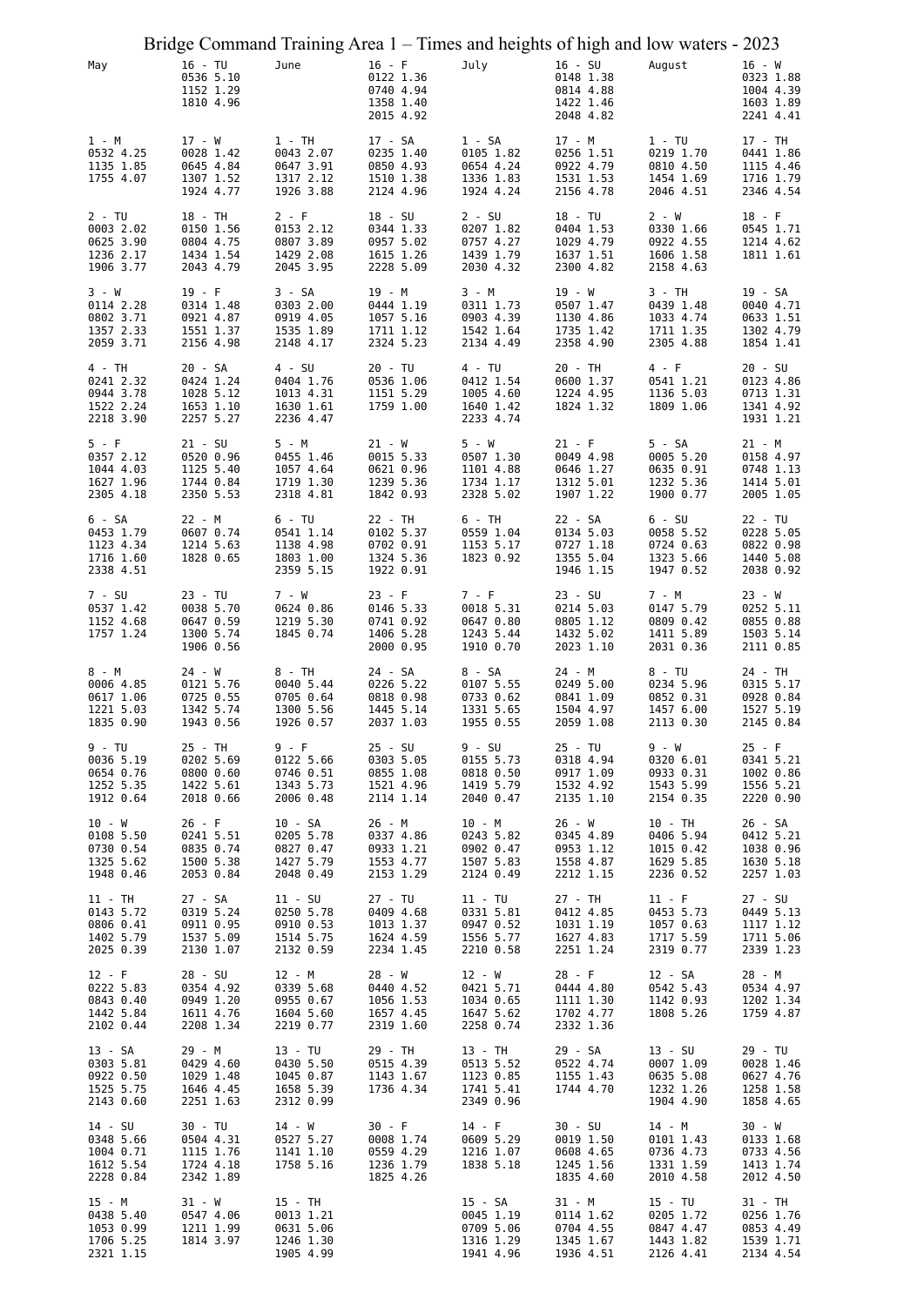# Bridge Command Training Area 1 – Times and heights of high and low waters - 2023

| May | | June | | July | | August | |
|---|---|---|---|---|---|---|---|
| | 16 - TU<br>0536 5.10<br>1152 1.29<br>1810 4.96 | | 16 - F<br>0122 1.36<br>0740 4.94<br>1358 1.40<br>2015 4.92 | | 16 - SU<br>0148 1.38<br>0814 4.88<br>1422 1.46<br>2048 4.82 | | 16 - W<br>0323 1.88<br>1004 4.39<br>1603 1.89<br>2241 4.41 |
| 1 - M<br>0532 4.25<br>1135 1.85<br>1755 4.07 | 17 - W<br>0028 1.42<br>0645 4.84<br>1307 1.52<br>1924 4.77 | 1 - TH<br>0043 2.07<br>0647 3.91<br>1317 2.12<br>1926 3.88 | 17 - SA<br>0235 1.40<br>0850 4.93<br>1510 1.38<br>2124 4.96 | 1 - SA<br>0105 1.82<br>0654 4.24<br>1336 1.83<br>1924 4.24 | 17 - M<br>0256 1.51<br>0922 4.79<br>1531 1.53<br>2156 4.78 | 1 - TU<br>0219 1.70<br>0810 4.50<br>1454 1.69<br>2046 4.51 | 17 - TH<br>0441 1.86<br>1115 4.46<br>1716 1.79<br>2346 4.54 |
| 2 - TU<br>0003 2.02<br>0625 3.90<br>1236 2.17<br>1906 3.77 | 18 - TH<br>0150 1.56<br>0804 4.75<br>1434 1.54<br>2043 4.79 | 2 - F<br>0153 2.12<br>0807 3.89<br>1429 2.08<br>2045 3.95 | 18 - SU<br>0344 1.33<br>0957 5.02<br>1615 1.26<br>2228 5.09 | 2 - SU<br>0207 1.82<br>0757 4.27<br>1439 1.79<br>2030 4.32 | 18 - TU<br>0404 1.53<br>1029 4.79<br>1637 1.51<br>2300 4.82 | 2 - W<br>0330 1.66<br>0922 4.55<br>1606 1.58<br>2158 4.63 | 18 - F<br>0545 1.71<br>1214 4.62<br>1811 1.61 |
| 3 - W<br>0114 2.28<br>0802 3.71<br>1357 2.33<br>2059 3.71 | 19 - F<br>0314 1.48<br>0921 4.87<br>1551 1.37<br>2156 4.98 | 3 - SA<br>0303 2.00<br>0919 4.05<br>1535 1.89<br>2148 4.17 | 19 - M<br>0444 1.19<br>1057 5.16<br>1711 1.12<br>2324 5.23 | 3 - M<br>0311 1.73<br>0903 4.39<br>1542 1.64<br>2134 4.49 | 19 - W<br>0507 1.47<br>1130 4.86<br>1735 1.42<br>2358 4.90 | 3 - TH<br>0439 1.48<br>1033 4.74<br>1711 1.35<br>2305 4.88 | 19 - SA<br>0040 4.71<br>0633 1.51<br>1302 4.79<br>1854 1.41 |
| 4 - TH<br>0241 2.32<br>0944 3.78<br>1522 2.24<br>2218 3.90 | 20 - SA<br>0424 1.24<br>1028 5.12<br>1653 1.10<br>2257 5.27 | 4 - SU<br>0404 1.76<br>1013 4.31<br>1630 1.61<br>2236 4.47 | 20 - TU<br>0536 1.06<br>1151 5.29<br>1759 1.00 | 4 - TU<br>0412 1.54<br>1005 4.60<br>1640 1.42<br>2233 4.74 | 20 - TH<br>0600 1.37<br>1224 4.95<br>1824 1.32 | 4 - F<br>0541 1.21<br>1136 5.03<br>1809 1.06 | 20 - SU<br>0123 4.86<br>0713 1.31<br>1341 4.92<br>1931 1.21 |
| 5 - F<br>0357 2.12<br>1044 4.03<br>1627 1.96<br>2305 4.18 | 21 - SU<br>0520 0.96<br>1125 5.40<br>1744 0.84<br>2350 5.53 | 5 - M<br>0455 1.46<br>1057 4.64<br>1719 1.30<br>2318 4.81 | 21 - W<br>0015 5.33<br>0621 0.96<br>1239 5.36<br>1842 0.93 | 5 - W<br>0507 1.30<br>1101 4.88<br>1734 1.17<br>2328 5.02 | 21 - F<br>0049 4.98<br>0646 1.27<br>1312 5.01<br>1907 1.22 | 5 - SA<br>0005 5.20<br>0635 0.91<br>1232 5.36<br>1900 0.77 | 21 - M<br>0158 4.97<br>0748 1.13<br>1414 5.01<br>2005 1.05 |
| 6 - SA<br>0453 1.79<br>1123 4.34<br>1716 1.60<br>2338 4.51 | 22 - M<br>0607 0.74<br>1214 5.63<br>1828 0.65 | 6 - TU<br>0541 1.14<br>1138 4.98<br>1803 1.00<br>2359 5.15 | 22 - TH<br>0102 5.37<br>0702 0.91<br>1324 5.36<br>1922 0.91 | 6 - TH<br>0559 1.04<br>1153 5.17<br>1823 0.92 | 22 - SA<br>0134 5.03<br>0727 1.18<br>1355 5.04<br>1946 1.15 | 6 - SU<br>0058 5.52<br>0724 0.63<br>1323 5.66<br>1947 0.52 | 22 - TU<br>0228 5.05<br>0822 0.98<br>1440 5.08<br>2038 0.92 |
| 7 - SU<br>0537 1.42<br>1152 4.68<br>1757 1.24 | 23 - TU<br>0038 5.70<br>0647 0.59<br>1300 5.74<br>1906 0.56 | 7 - W<br>0624 0.86<br>1219 5.30<br>1845 0.74 | 23 - F<br>0146 5.33<br>0741 0.92<br>1406 5.28<br>2000 0.95 | 7 - F<br>0018 5.31<br>0647 0.80<br>1243 5.44<br>1910 0.70 | 23 - SU<br>0214 5.03<br>0805 1.12<br>1432 5.02<br>2023 1.10 | 7 - M<br>0147 5.79<br>0809 0.42<br>1411 5.89<br>2031 0.36 | 23 - W<br>0252 5.11<br>0855 0.88<br>1503 5.14<br>2111 0.85 |
| 8 - M<br>0006 4.85<br>0617 1.06<br>1221 5.03<br>1835 0.90 | 24 - W<br>0121 5.76<br>0725 0.55<br>1342 5.74<br>1943 0.56 | 8 - TH<br>0040 5.44<br>0705 0.64<br>1300 5.56<br>1926 0.57 | 24 - SA<br>0226 5.22<br>0818 0.98<br>1445 5.14<br>2037 1.03 | 8 - SA<br>0107 5.55<br>0733 0.62<br>1331 5.65<br>1955 0.55 | 24 - M<br>0249 5.00<br>0841 1.09<br>1504 4.97<br>2059 1.08 | 8 - TU<br>0234 5.96<br>0852 0.31<br>1457 6.00<br>2113 0.30 | 24 - TH<br>0315 5.17<br>0928 0.84<br>1527 5.19<br>2145 0.84 |
| 9 - TU<br>0036 5.19<br>0654 0.76<br>1252 5.35<br>1912 0.64 | 25 - TH<br>0202 5.69<br>0800 0.60<br>1422 5.61<br>2018 0.66 | 9 - F<br>0122 5.66<br>0746 0.51<br>1343 5.73<br>2006 0.48 | 25 - SU<br>0303 5.05<br>0855 1.08<br>1521 4.96<br>2114 1.14 | 9 - SU<br>0155 5.73<br>0818 0.50<br>1419 5.79<br>2040 0.47 | 25 - TU<br>0318 4.94<br>0917 1.09<br>1532 4.92<br>2135 1.10 | 9 - W<br>0320 6.01<br>0933 0.31<br>1543 5.99<br>2154 0.35 | 25 - F<br>0341 5.21<br>1002 0.86<br>1556 5.21<br>2220 0.90 |
| 10 - W<br>0108 5.50<br>0730 0.54<br>1325 5.62<br>1948 0.46 | 26 - F<br>0241 5.51<br>0835 0.74<br>1500 5.38<br>2053 0.84 | 10 - SA<br>0205 5.78<br>0827 0.47<br>1427 5.79<br>2048 0.49 | 26 - M<br>0337 4.86<br>0933 1.21<br>1553 4.77<br>2153 1.29 | 10 - M<br>0243 5.82<br>0902 0.47<br>1507 5.83<br>2124 0.49 | 26 - W<br>0345 4.89<br>0953 1.12<br>1558 4.87<br>2212 1.15 | 10 - TH<br>0406 5.94<br>1015 0.42<br>1629 5.85<br>2236 0.52 | 26 - SA<br>0412 5.21<br>1038 0.96<br>1630 5.18<br>2257 1.03 |
| 11 - TH<br>0143 5.72<br>0806 0.41<br>1402 5.79<br>2025 0.39 | 27 - SA<br>0319 5.24<br>0911 0.95<br>1537 5.09<br>2130 1.07 | 11 - SU<br>0250 5.78<br>0910 0.53<br>1514 5.75<br>2132 0.59 | 27 - TU<br>0409 4.68<br>1013 1.37<br>1624 4.59<br>2234 1.45 | 11 - TU<br>0331 5.81<br>0947 0.52<br>1556 5.77<br>2210 0.58 | 27 - TH<br>0412 4.85<br>1031 1.19<br>1627 4.83<br>2251 1.24 | 11 - F<br>0453 5.73<br>1057 0.63<br>1717 5.59<br>2319 0.77 | 27 - SU<br>0449 5.13<br>1117 1.12<br>1711 5.06<br>2339 1.23 |
| 12 - F<br>0222 5.83<br>0843 0.40<br>1442 5.84<br>2102 0.44 | 28 - SU<br>0354 4.92<br>0949 1.20<br>1611 4.76<br>2208 1.34 | 12 - M<br>0339 5.68<br>0955 0.67<br>1604 5.60<br>2219 0.77 | 28 - W<br>0440 4.52<br>1056 1.53<br>1657 4.45<br>2319 1.60 | 12 - W<br>0421 5.71<br>1034 0.65<br>1647 5.62<br>2258 0.74 | 28 - F<br>0444 4.80<br>1111 1.30<br>1702 4.77<br>2332 1.36 | 12 - SA<br>0542 5.43<br>1142 0.93<br>1808 5.26 | 28 - M<br>0534 4.97<br>1202 1.34<br>1759 4.87 |
| 13 - SA<br>0303 5.81<br>0922 0.50<br>1525 5.75<br>2143 0.60 | 29 - M<br>0429 4.60<br>1029 1.48<br>1646 4.45<br>2251 1.63 | 13 - TU<br>0430 5.50<br>1045 0.87<br>1658 5.39<br>2312 0.99 | 29 - TH<br>0515 4.39<br>1143 1.67<br>1736 4.34 | 13 - TH<br>0513 5.52<br>1123 0.85<br>1741 5.41<br>2349 0.96 | 29 - SA<br>0522 4.74<br>1155 1.43<br>1744 4.70 | 13 - SU<br>0007 1.09<br>0635 5.08<br>1232 1.26<br>1904 4.90 | 29 - TU<br>0028 1.46<br>0627 4.76<br>1258 1.58<br>1858 4.65 |
| 14 - SU<br>0348 5.66<br>1004 0.71<br>1612 5.54<br>2228 0.84 | 30 - TU<br>0504 4.31<br>1115 1.76<br>1724 4.18<br>2342 1.89 | 14 - W<br>0527 5.27<br>1141 1.10<br>1758 5.16 | 30 - F<br>0008 1.74<br>0559 4.29<br>1236 1.79<br>1825 4.26 | 14 - F<br>0609 5.29<br>1216 1.07<br>1838 5.18 | 30 - SU<br>0019 1.50<br>0608 4.65<br>1245 1.56<br>1835 4.60 | 14 - M<br>0101 1.43<br>0736 4.73<br>1331 1.59<br>2010 4.58 | 30 - W<br>0133 1.68<br>0733 4.56<br>1413 1.74<br>2012 4.50 |
| 15 - M<br>0438 5.40<br>1053 0.99<br>1706 5.25<br>2321 1.15 | 31 - W<br>0547 4.06<br>1211 1.99<br>1814 3.97 | 15 - TH<br>0013 1.21<br>0631 5.06<br>1246 1.30<br>1905 4.99 | | 15 - SA<br>0045 1.19<br>0709 5.06<br>1316 1.29<br>1941 4.96 | 31 - M<br>0114 1.62<br>0704 4.55<br>1345 1.67<br>1936 4.51 | 15 - TU<br>0205 1.72<br>0847 4.47<br>1443 1.82<br>2126 4.41 | 31 - TH<br>0256 1.76<br>0853 4.49<br>1539 1.71<br>2134 4.54 |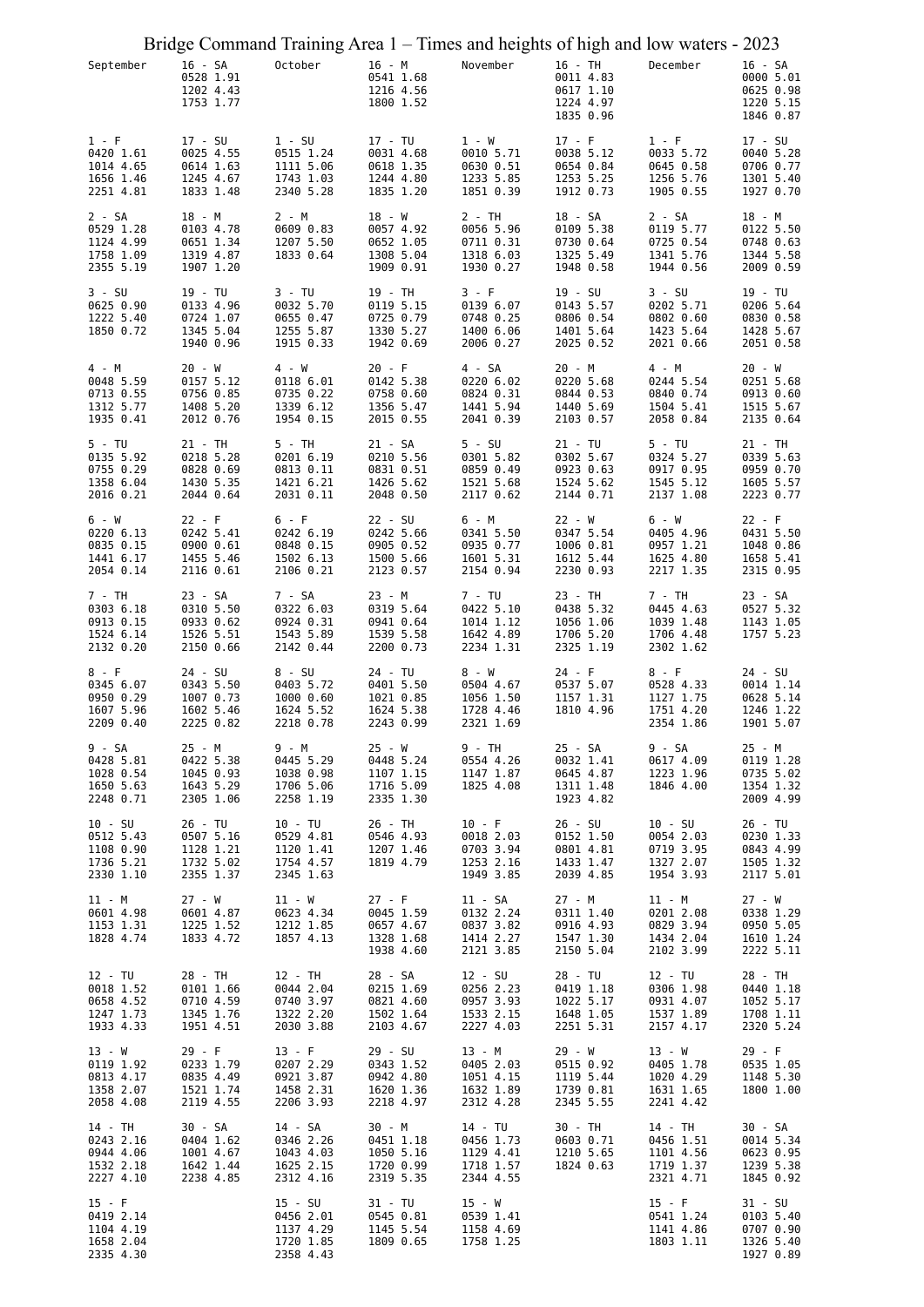# Bridge Command Training Area 1 – Times and heights of high and low waters - 2023

| | | | | | | | |
|---|---|---|---|---|---|---|---|
| September | 16 - SA<br>0528 1.91<br>1202 4.43<br>1753 1.77 | October | 16 - M<br>0541 1.68<br>1216 4.56<br>1800 1.52 | November | 16 - TH<br>0011 4.83<br>0617 1.10<br>1224 4.97<br>1835 0.96 | December | 16 - SA<br>0000 5.01<br>0625 0.98<br>1220 5.15<br>1846 0.87 |
| 1 - F<br>0420 1.61<br>1014 4.65<br>1656 1.46<br>2251 4.81 | 17 - SU<br>0025 4.55<br>0614 1.63<br>1245 4.67<br>1833 1.48 | 1 - SU<br>0515 1.24<br>1111 5.06<br>1743 1.03<br>2340 5.28 | 17 - TU<br>0031 4.68<br>0618 1.35<br>1244 4.80<br>1835 1.20 | 1 - W<br>0010 5.71<br>0630 0.51<br>1233 5.85<br>1851 0.39 | 17 - F<br>0038 5.12<br>0654 0.84<br>1253 5.25<br>1912 0.73 | 1 - F<br>0033 5.72<br>0645 0.58<br>1256 5.76<br>1905 0.55 | 17 - SU<br>0040 5.28<br>0706 0.77<br>1301 5.40<br>1927 0.70 |
| 2 - SA<br>0529 1.28<br>1124 4.99<br>1758 1.09<br>2355 5.19 | 18 - M<br>0103 4.78<br>0651 1.34<br>1319 4.87<br>1907 1.20 | 2 - M<br>0609 0.83<br>1207 5.50<br>1833 0.64 | 18 - W<br>0057 4.92<br>0652 1.05<br>1308 5.04<br>1909 0.91 | 2 - TH<br>0056 5.96<br>0711 0.31<br>1318 6.03<br>1930 0.27 | 18 - SA<br>0109 5.38<br>0730 0.64<br>1325 5.49<br>1948 0.58 | 2 - SA<br>0119 5.77<br>0725 0.54<br>1341 5.76<br>1944 0.56 | 18 - M<br>0122 5.50<br>0748 0.63<br>1344 5.58<br>2009 0.59 |
| 3 - SU<br>0625 0.90<br>1222 5.40<br>1850 0.72 | 19 - TU<br>0133 4.96<br>0724 1.07<br>1345 5.04<br>1940 0.96 | 3 - TU<br>0032 5.70<br>0655 0.47<br>1255 5.87<br>1915 0.33 | 19 - TH<br>0119 5.15<br>0725 0.79<br>1330 5.27<br>1942 0.69 | 3 - F<br>0139 6.07<br>0748 0.25<br>1400 6.06<br>2006 0.27 | 19 - SU<br>0143 5.57<br>0806 0.54<br>1401 5.64<br>2025 0.52 | 3 - SU<br>0202 5.71<br>0802 0.60<br>1423 5.64<br>2021 0.66 | 19 - TU<br>0206 5.64<br>0830 0.58<br>1428 5.67<br>2051 0.58 |
| 4 - M<br>0048 5.59<br>0713 0.55<br>1312 5.77<br>1935 0.41 | 20 - W<br>0157 5.12<br>0756 0.85<br>1408 5.20<br>2012 0.76 | 4 - W<br>0118 6.01<br>0735 0.22<br>1339 6.12<br>1954 0.15 | 20 - F<br>0142 5.38<br>0758 0.60<br>1356 5.47<br>2015 0.55 | 4 - SA<br>0220 6.02<br>0824 0.31<br>1441 5.94<br>2041 0.39 | 20 - M<br>0220 5.68<br>0844 0.53<br>1440 5.69<br>2103 0.57 | 4 - M<br>0244 5.54<br>0840 0.74<br>1504 5.41<br>2058 0.84 | 20 - W<br>0251 5.68<br>0913 0.60<br>1515 5.67<br>2135 0.64 |
| 5 - TU<br>0135 5.92<br>0755 0.29<br>1358 6.04<br>2016 0.21 | 21 - TH<br>0218 5.28<br>0828 0.69<br>1430 5.35<br>2044 0.64 | 5 - TH<br>0201 6.19<br>0813 0.11<br>1421 6.21<br>2031 0.11 | 21 - SA<br>0210 5.56<br>0831 0.51<br>1426 5.62<br>2048 0.50 | 5 - SU<br>0301 5.82<br>0859 0.49<br>1521 5.68<br>2117 0.62 | 21 - TU<br>0302 5.67<br>0923 0.63<br>1524 5.62<br>2144 0.71 | 5 - TU<br>0324 5.27<br>0917 0.95<br>1545 5.12<br>2137 1.08 | 21 - TH<br>0339 5.63<br>0959 0.70<br>1605 5.57<br>2223 0.77 |
| 6 - W<br>0220 6.13<br>0835 0.15<br>1441 6.17<br>2054 0.14 | 22 - F<br>0242 5.41<br>0900 0.61<br>1455 5.46<br>2116 0.61 | 6 - F<br>0242 6.19<br>0848 0.15<br>1502 6.13<br>2106 0.21 | 22 - SU<br>0242 5.66<br>0905 0.52<br>1500 5.66<br>2123 0.57 | 6 - M<br>0341 5.50<br>0935 0.77<br>1601 5.31<br>2154 0.94 | 22 - W<br>0347 5.54<br>1006 0.81<br>1612 5.44<br>2230 0.93 | 6 - W<br>0405 4.96<br>0957 1.21<br>1625 4.80<br>2217 1.35 | 22 - F<br>0431 5.50<br>1048 0.86<br>1658 5.41<br>2315 0.95 |
| 7 - TH<br>0303 6.18<br>0913 0.15<br>1524 6.14<br>2132 0.20 | 23 - SA<br>0310 5.50<br>0933 0.62<br>1526 5.51<br>2150 0.66 | 7 - SA<br>0322 6.03<br>0924 0.31<br>1543 5.89<br>2142 0.44 | 23 - M<br>0319 5.64<br>0941 0.64<br>1539 5.58<br>2200 0.73 | 7 - TU<br>0422 5.10<br>1014 1.12<br>1642 4.89<br>2234 1.31 | 23 - TH<br>0438 5.32<br>1056 1.06<br>1706 5.20<br>2325 1.19 | 7 - TH<br>0445 4.63<br>1039 1.48<br>1706 4.48<br>2302 1.62 | 23 - SA<br>0527 5.32<br>1143 1.05<br>1757 5.23 |
| 8 - F<br>0345 6.07<br>0950 0.29<br>1607 5.96<br>2209 0.40 | 24 - SU<br>0343 5.50<br>1007 0.73<br>1602 5.46<br>2225 0.82 | 8 - SU<br>0403 5.72<br>1000 0.60<br>1624 5.52<br>2218 0.78 | 24 - TU<br>0401 5.50<br>1021 0.85<br>1624 5.38<br>2243 0.99 | 8 - W<br>0504 4.67<br>1056 1.50<br>1728 4.46<br>2321 1.69 | 24 - F<br>0537 5.07<br>1157 1.31<br>1810 4.96 | 8 - F<br>0528 4.33<br>1127 1.75<br>1751 4.20<br>2354 1.86 | 24 - SU<br>0014 1.14<br>0628 5.14<br>1246 1.22<br>1901 5.07 |
| 9 - SA<br>0428 5.81<br>1028 0.54<br>1650 5.63<br>2248 0.71 | 25 - M<br>0422 5.38<br>1045 0.93<br>1643 5.29<br>2305 1.06 | 9 - M<br>0445 5.29<br>1038 0.98<br>1706 5.06<br>2258 1.19 | 25 - W<br>0448 5.24<br>1107 1.15<br>1716 5.09<br>2335 1.30 | 9 - TH<br>0554 4.26<br>1147 1.87<br>1825 4.08 | 25 - SA<br>0032 1.41<br>0645 4.87<br>1311 1.48<br>1923 4.82 | 9 - SA<br>0617 4.09<br>1223 1.96<br>1846 4.00 | 25 - M<br>0119 1.28<br>0735 5.02<br>1354 1.32<br>2009 4.99 |
| 10 - SU<br>0512 5.43<br>1108 0.90<br>1736 5.21<br>2330 1.10 | 26 - TU<br>0507 5.16<br>1128 1.21<br>1732 5.02<br>2355 1.37 | 10 - TU<br>0529 4.81<br>1120 1.41<br>1754 4.57<br>2345 1.63 | 26 - TH<br>0546 4.93<br>1207 1.46<br>1819 4.79 | 10 - F<br>0018 2.03<br>0703 3.94<br>1253 2.16<br>1949 3.85 | 26 - SU<br>0152 1.50<br>0801 4.81<br>1433 1.47<br>2039 4.85 | 10 - SU<br>0054 2.03<br>0719 3.95<br>1327 2.07<br>1954 3.93 | 26 - TU<br>0230 1.33<br>0843 4.99<br>1505 1.32<br>2117 5.01 |
| 11 - M<br>0601 4.98<br>1153 1.31<br>1828 4.74 | 27 - W<br>0601 4.87<br>1225 1.52<br>1833 4.72 | 11 - W<br>0623 4.34<br>1212 1.85<br>1857 4.13 | 27 - F<br>0045 1.59<br>0657 4.67<br>1328 1.68<br>1938 4.60 | 11 - SA<br>0132 2.24<br>0837 3.82<br>1414 2.27<br>2121 3.85 | 27 - M<br>0311 1.40<br>0916 4.93<br>1547 1.30<br>2150 5.04 | 11 - M<br>0201 2.08<br>0829 3.94<br>1434 2.04<br>2102 3.99 | 27 - W<br>0338 1.29<br>0950 5.05<br>1610 1.24<br>2222 5.11 |
| 12 - TU<br>0018 1.52<br>0658 4.52<br>1247 1.73<br>1933 4.33 | 28 - TH<br>0101 1.66<br>0710 4.59<br>1345 1.76<br>1951 4.51 | 12 - TH<br>0044 2.04<br>0740 3.97<br>1322 2.20<br>2030 3.88 | 28 - SA<br>0215 1.69<br>0821 4.60<br>1502 1.64<br>2103 4.67 | 12 - SU<br>0256 2.23<br>0957 3.93<br>1533 2.15<br>2227 4.03 | 28 - TU<br>0419 1.18<br>1022 5.17<br>1648 1.05<br>2251 5.31 | 12 - TU<br>0306 1.98<br>0931 4.07<br>1537 1.89<br>2157 4.17 | 28 - TH<br>0440 1.18<br>1052 5.17<br>1708 1.11<br>2320 5.24 |
| 13 - W<br>0119 1.92<br>0813 4.17<br>1358 2.07<br>2058 4.08 | 29 - F<br>0233 1.79<br>0835 4.49<br>1521 1.74<br>2119 4.55 | 13 - F<br>0207 2.29<br>0921 3.87<br>1458 2.31<br>2206 3.93 | 29 - SU<br>0343 1.52<br>0942 4.80<br>1620 1.36<br>2218 4.97 | 13 - M<br>0405 2.03<br>1051 4.15<br>1632 1.89<br>2312 4.28 | 29 - W<br>0515 0.92<br>1119 5.44<br>1739 0.81<br>2345 5.55 | 13 - W<br>0405 1.78<br>1020 4.29<br>1631 1.65<br>2241 4.42 | 29 - F<br>0535 1.05<br>1148 5.30<br>1800 1.00 |
| 14 - TH<br>0243 2.16<br>0944 4.06<br>1532 2.18<br>2227 4.10 | 30 - SA<br>0404 1.62<br>1001 4.67<br>1642 1.44<br>2238 4.85 | 14 - SA<br>0346 2.26<br>1043 4.03<br>1625 2.15<br>2312 4.16 | 30 - M<br>0451 1.18<br>1050 5.16<br>1720 0.99<br>2319 5.35 | 14 - TU<br>0456 1.73<br>1129 4.41<br>1718 1.57<br>2344 4.55 | 30 - TH<br>0603 0.71<br>1210 5.65<br>1824 0.63 | 14 - TH<br>0456 1.51<br>1101 4.56<br>1719 1.37<br>2321 4.71 | 30 - SA<br>0014 5.34<br>0623 0.95<br>1239 5.38<br>1845 0.92 |
| 15 - F<br>0419 2.14<br>1104 4.19<br>1658 2.04<br>2335 4.30 | | 15 - SU<br>0456 2.01<br>1137 4.29<br>1720 1.85<br>2358 4.43 | 31 - TU<br>0545 0.81<br>1145 5.54<br>1809 0.65 | 15 - W<br>0539 1.41<br>1158 4.69<br>1758 1.25 | | 15 - F<br>0541 1.24<br>1141 4.86<br>1803 1.11 | 31 - SU<br>0103 5.40<br>0707 0.90<br>1326 5.40<br>1927 0.89 |